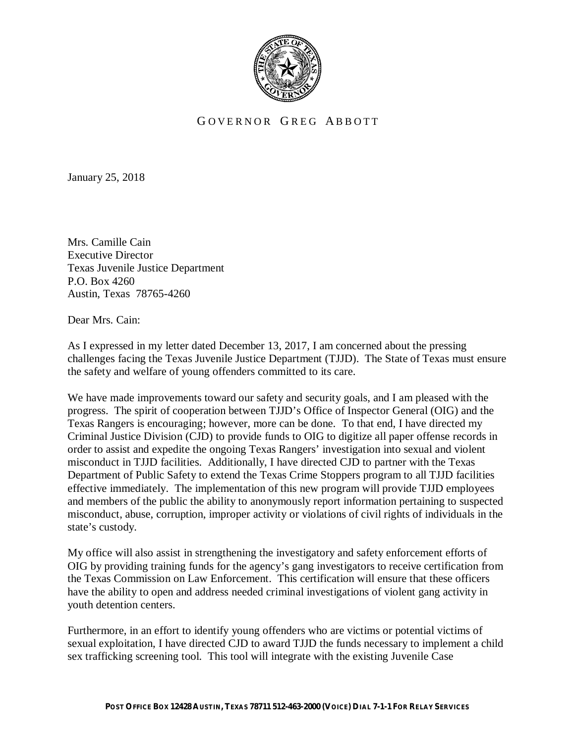GOVERNOR GREG ABBOTT

January 25, 2018

Mrs. Camille Cain
Executive Director
Texas Juvenile Justice Department
P.O. Box 4260
Austin, Texas 78765-4260

Dear Mrs. Cain:

As I expressed in my letter dated December 13, 2017, I am concerned about the pressing challenges facing the Texas Juvenile Justice Department (TJJD). The State of Texas must ensure the safety and welfare of young offenders committed to its care.

We have made improvements toward our safety and security goals, and I am pleased with the progress. The spirit of cooperation between TJJD's Office of Inspector General (OIG) and the Texas Rangers is encouraging; however, more can be done. To that end, I have directed my Criminal Justice Division (CJD) to provide funds to OIG to digitize all paper offense records in order to assist and expedite the ongoing Texas Rangers' investigation into sexual and violent misconduct in TJJD facilities. Additionally, I have directed CJD to partner with the Texas Department of Public Safety to extend the Texas Crime Stoppers program to all TJJD facilities effective immediately. The implementation of this new program will provide TJJD employees and members of the public the ability to anonymously report information pertaining to suspected misconduct, abuse, corruption, improper activity or violations of civil rights of individuals in the state's custody.

My office will also assist in strengthening the investigatory and safety enforcement efforts of OIG by providing training funds for the agency's gang investigators to receive certification from the Texas Commission on Law Enforcement. This certification will ensure that these officers have the ability to open and address needed criminal investigations of violent gang activity in youth detention centers.

Furthermore, in an effort to identify young offenders who are victims or potential victims of sexual exploitation, I have directed CJD to award TJJD the funds necessary to implement a child sex trafficking screening tool. This tool will integrate with the existing Juvenile Case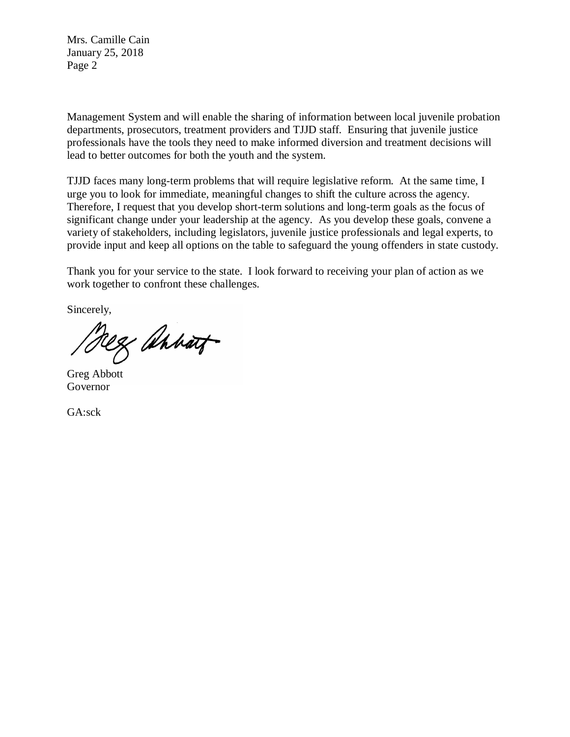Management System and will enable the sharing of information between local juvenile probation departments, prosecutors, treatment providers and TJJD staff. Ensuring that juvenile justice professionals have the tools they need to make informed diversion and treatment decisions will lead to better outcomes for both the youth and the system.

TJJD faces many long-term problems that will require legislative reform. At the same time, I urge you to look for immediate, meaningful changes to shift the culture across the agency. Therefore, I request that you develop short-term solutions and long-term goals as the focus of significant change under your leadership at the agency. As you develop these goals, convene a variety of stakeholders, including legislators, juvenile justice professionals and legal experts, to provide input and keep all options on the table to safeguard the young offenders in state custody.

Thank you for your service to the state. I look forward to receiving your plan of action as we work together to confront these challenges.

Sincerely,

Greg Abbott
Governor

GA:sck